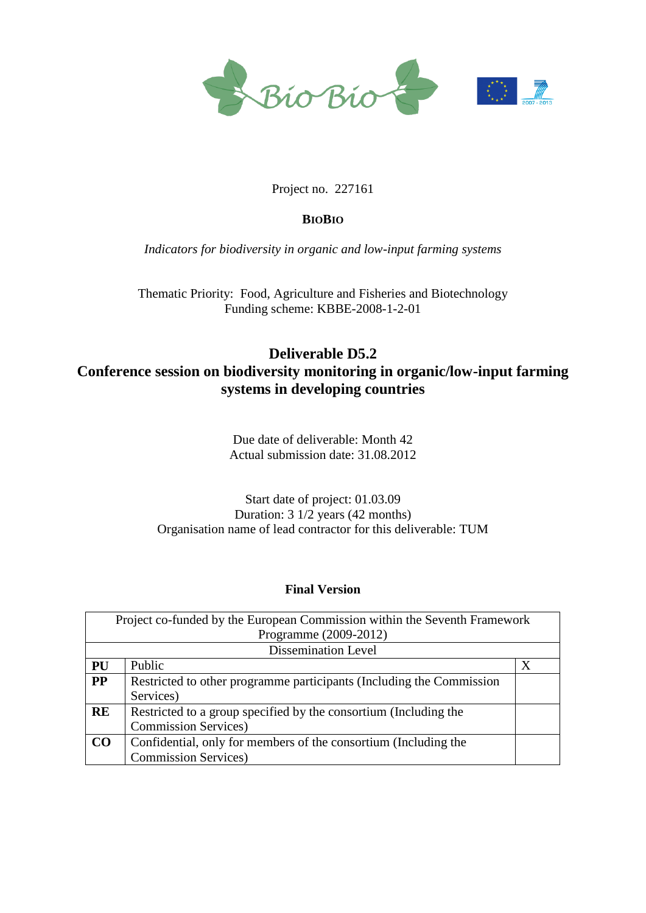Project no. 227161

**BIOBIO**

*Indicators for biodiversity in organic and low-input farming systems*

Thematic Priority: Food, Agriculture and Fisheries and Biotechnology
Funding scheme: KBBE-2008-1-2-01

# Deliverable D5.2
# Conference session on biodiversity monitoring in organic/low-input farming systems in developing countries

Due date of deliverable: Month 42
Actual submission date: 31.08.2012

Start date of project: 01.03.09
Duration: 3 1/2 years (42 months)
Organisation name of lead contractor for this deliverable: TUM

**Final Version**

| Project co-funded by the European Commission within the Seventh Framework Programme (2009-2012) | | |
|---|---|---|
| Dissemination Level | | |
| **PU** | Public | X |
| **PP** | Restricted to other programme participants (Including the Commission Services) | |
| **RE** | Restricted to a group specified by the consortium (Including the Commission Services) | |
| **CO** | Confidential, only for members of the consortium (Including the Commission Services) | |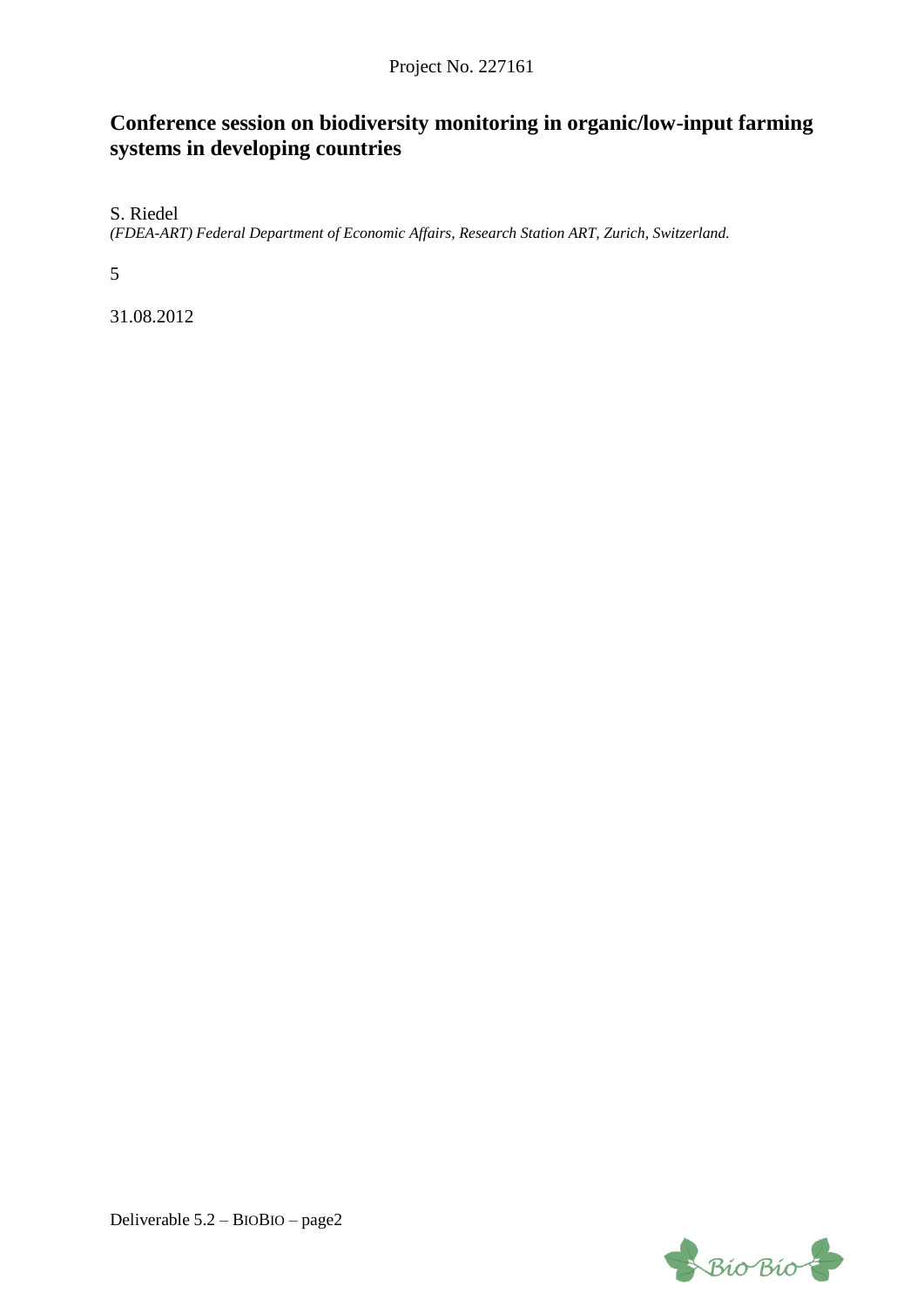Project No. 227161

# Conference session on biodiversity monitoring in organic/low-input farming systems in developing countries

S. Riedel

*(FDEA-ART) Federal Department of Economic Affairs, Research Station ART, Zurich, Switzerland.*

5

31.08.2012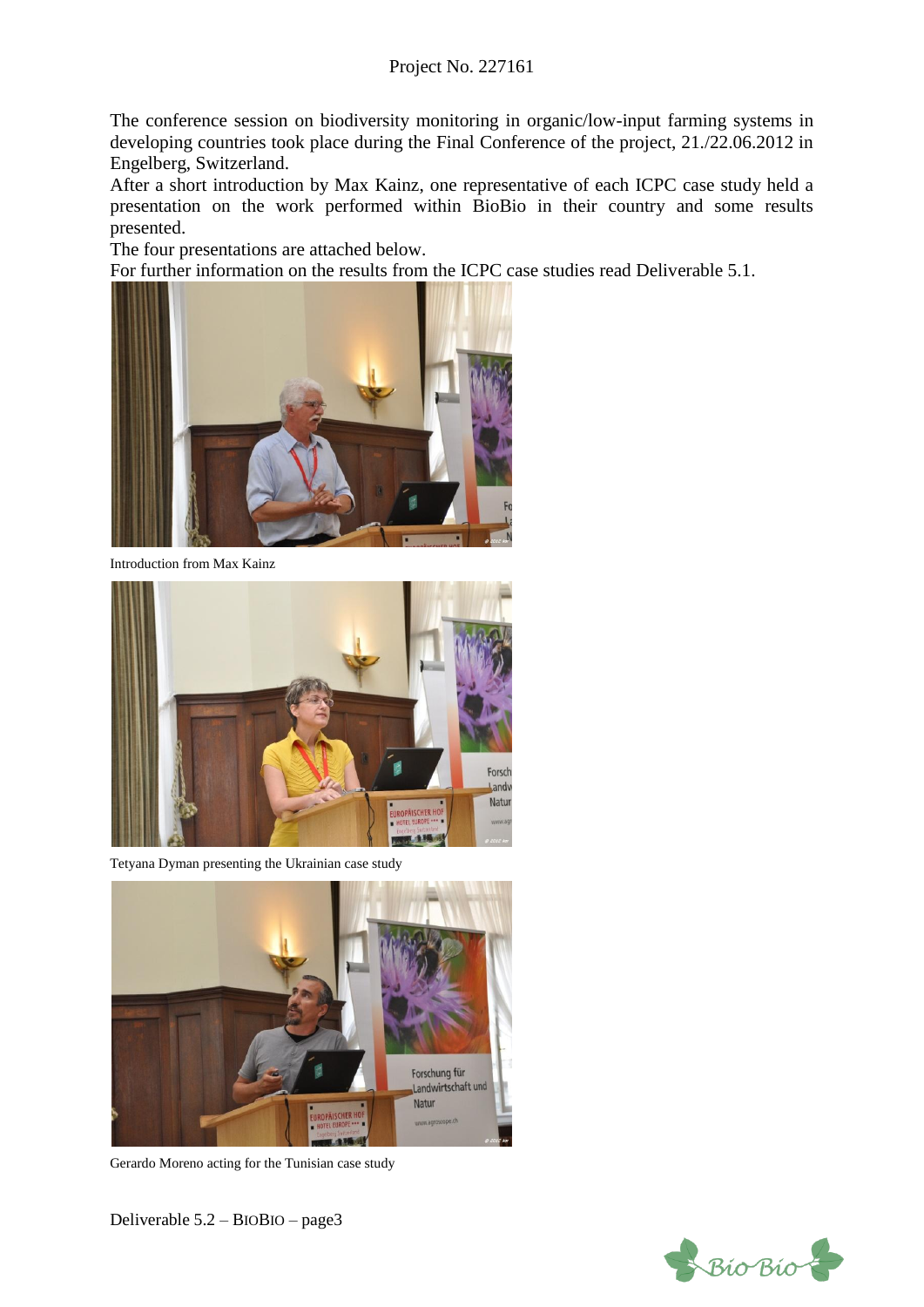The conference session on biodiversity monitoring in organic/low-input farming systems in developing countries took place during the Final Conference of the project, 21./22.06.2012 in Engelberg, Switzerland.
After a short introduction by Max Kainz, one representative of each ICPC case study held a presentation on the work performed within BioBio in their country and some results presented.
The four presentations are attached below.
For further information on the results from the ICPC case studies read Deliverable 5.1.

Introduction from Max Kainz

Tetyana Dyman presenting the Ukrainian case study

Gerardo Moreno acting for the Tunisian case study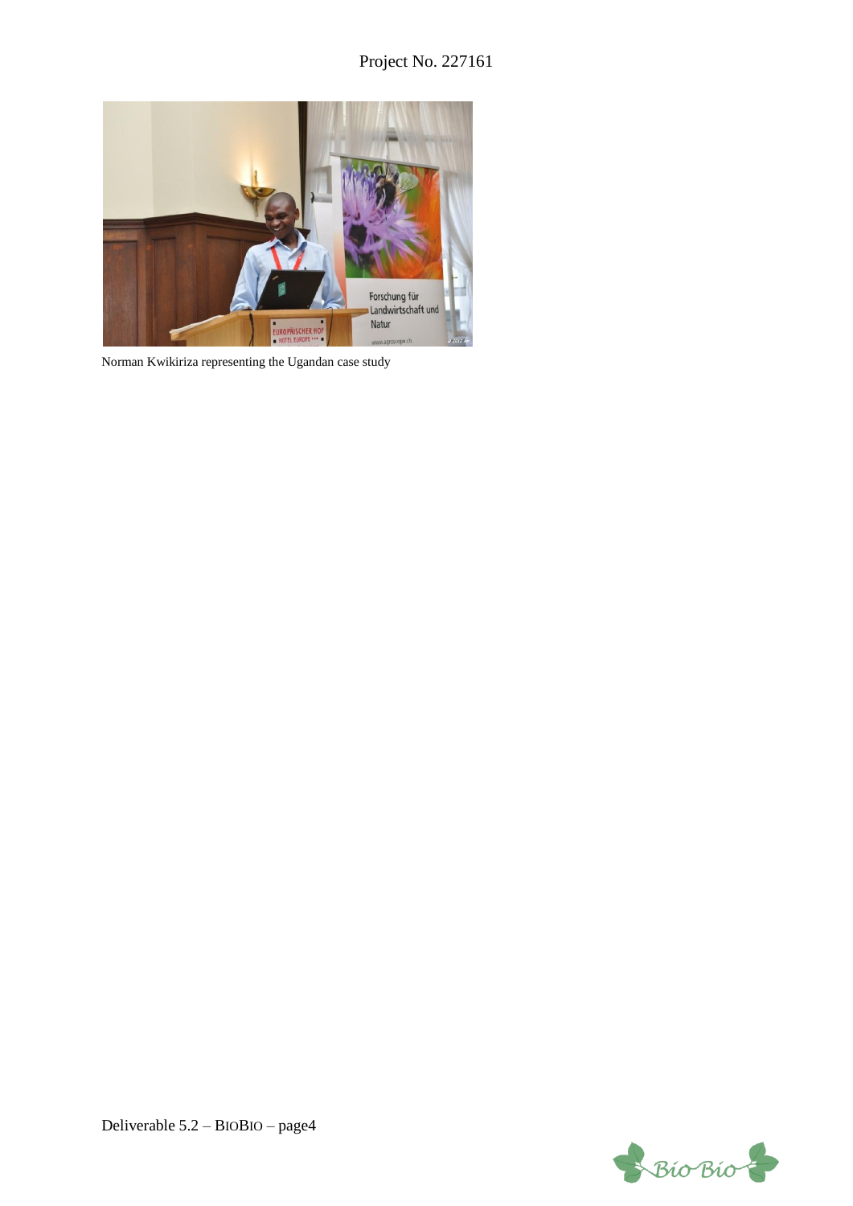Norman Kwikiriza representing the Ugandan case study